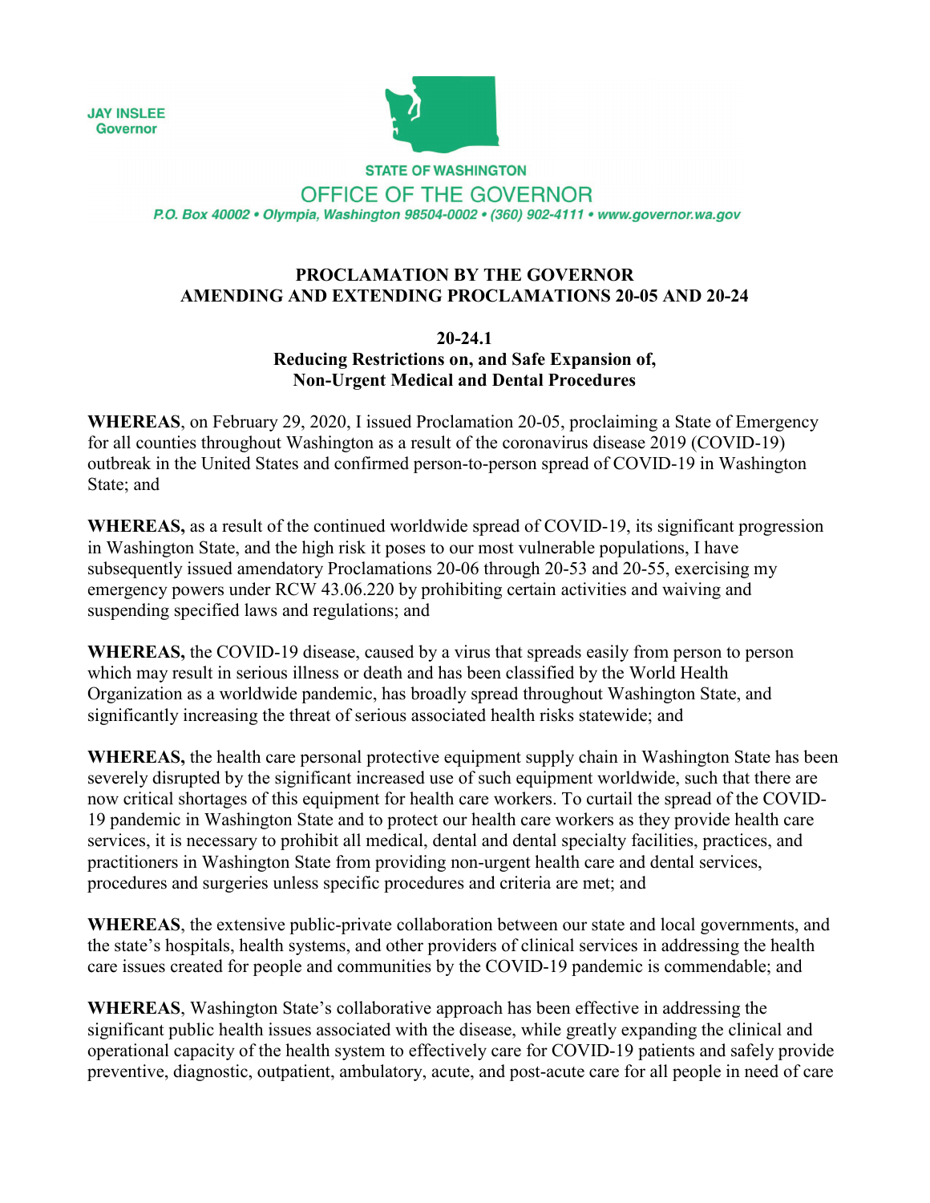JAY INSLEE
Governor

STATE OF WASHINGTON

OFFICE OF THE GOVERNOR

*P.O. Box 40002 • Olympia, Washington 98504-0002 • (360) 902-4111 • www.governor.wa.gov*

# PROCLAMATION BY THE GOVERNOR AMENDING AND EXTENDING PROCLAMATIONS 20-05 AND 20-24

## 20-24.1

## Reducing Restrictions on, and Safe Expansion of, Non-Urgent Medical and Dental Procedures

**WHEREAS**, on February 29, 2020, I issued Proclamation 20-05, proclaiming a State of Emergency for all counties throughout Washington as a result of the coronavirus disease 2019 (COVID-19) outbreak in the United States and confirmed person-to-person spread of COVID-19 in Washington State; and

**WHEREAS,** as a result of the continued worldwide spread of COVID-19, its significant progression in Washington State, and the high risk it poses to our most vulnerable populations, I have subsequently issued amendatory Proclamations 20-06 through 20-53 and 20-55, exercising my emergency powers under RCW 43.06.220 by prohibiting certain activities and waiving and suspending specified laws and regulations; and

**WHEREAS,** the COVID-19 disease, caused by a virus that spreads easily from person to person which may result in serious illness or death and has been classified by the World Health Organization as a worldwide pandemic, has broadly spread throughout Washington State, and significantly increasing the threat of serious associated health risks statewide; and

**WHEREAS,** the health care personal protective equipment supply chain in Washington State has been severely disrupted by the significant increased use of such equipment worldwide, such that there are now critical shortages of this equipment for health care workers. To curtail the spread of the COVID-19 pandemic in Washington State and to protect our health care workers as they provide health care services, it is necessary to prohibit all medical, dental and dental specialty facilities, practices, and practitioners in Washington State from providing non-urgent health care and dental services, procedures and surgeries unless specific procedures and criteria are met; and

**WHEREAS**, the extensive public-private collaboration between our state and local governments, and the state's hospitals, health systems, and other providers of clinical services in addressing the health care issues created for people and communities by the COVID-19 pandemic is commendable; and

**WHEREAS**, Washington State's collaborative approach has been effective in addressing the significant public health issues associated with the disease, while greatly expanding the clinical and operational capacity of the health system to effectively care for COVID-19 patients and safely provide preventive, diagnostic, outpatient, ambulatory, acute, and post-acute care for all people in need of care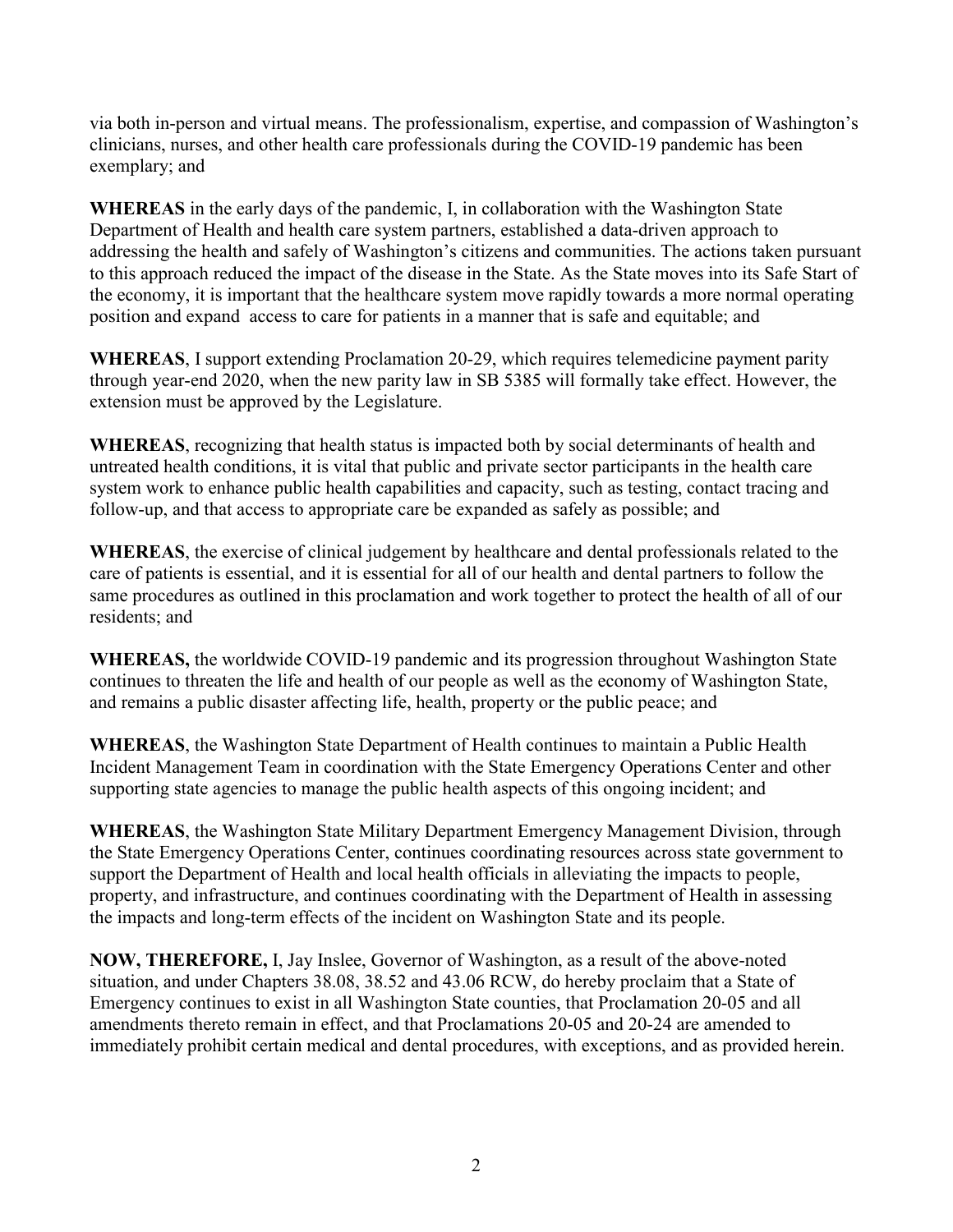via both in-person and virtual means. The professionalism, expertise, and compassion of Washington's clinicians, nurses, and other health care professionals during the COVID-19 pandemic has been exemplary; and

**WHEREAS** in the early days of the pandemic, I, in collaboration with the Washington State Department of Health and health care system partners, established a data-driven approach to addressing the health and safely of Washington's citizens and communities. The actions taken pursuant to this approach reduced the impact of the disease in the State. As the State moves into its Safe Start of the economy, it is important that the healthcare system move rapidly towards a more normal operating position and expand access to care for patients in a manner that is safe and equitable; and

**WHEREAS**, I support extending Proclamation 20-29, which requires telemedicine payment parity through year-end 2020, when the new parity law in SB 5385 will formally take effect. However, the extension must be approved by the Legislature.

**WHEREAS**, recognizing that health status is impacted both by social determinants of health and untreated health conditions, it is vital that public and private sector participants in the health care system work to enhance public health capabilities and capacity, such as testing, contact tracing and follow-up, and that access to appropriate care be expanded as safely as possible; and

**WHEREAS**, the exercise of clinical judgement by healthcare and dental professionals related to the care of patients is essential, and it is essential for all of our health and dental partners to follow the same procedures as outlined in this proclamation and work together to protect the health of all of our residents; and

**WHEREAS,** the worldwide COVID-19 pandemic and its progression throughout Washington State continues to threaten the life and health of our people as well as the economy of Washington State, and remains a public disaster affecting life, health, property or the public peace; and

**WHEREAS**, the Washington State Department of Health continues to maintain a Public Health Incident Management Team in coordination with the State Emergency Operations Center and other supporting state agencies to manage the public health aspects of this ongoing incident; and

**WHEREAS**, the Washington State Military Department Emergency Management Division, through the State Emergency Operations Center, continues coordinating resources across state government to support the Department of Health and local health officials in alleviating the impacts to people, property, and infrastructure, and continues coordinating with the Department of Health in assessing the impacts and long-term effects of the incident on Washington State and its people.

**NOW, THEREFORE,** I, Jay Inslee, Governor of Washington, as a result of the above-noted situation, and under Chapters 38.08, 38.52 and 43.06 RCW, do hereby proclaim that a State of Emergency continues to exist in all Washington State counties, that Proclamation 20-05 and all amendments thereto remain in effect, and that Proclamations 20-05 and 20-24 are amended to immediately prohibit certain medical and dental procedures, with exceptions, and as provided herein.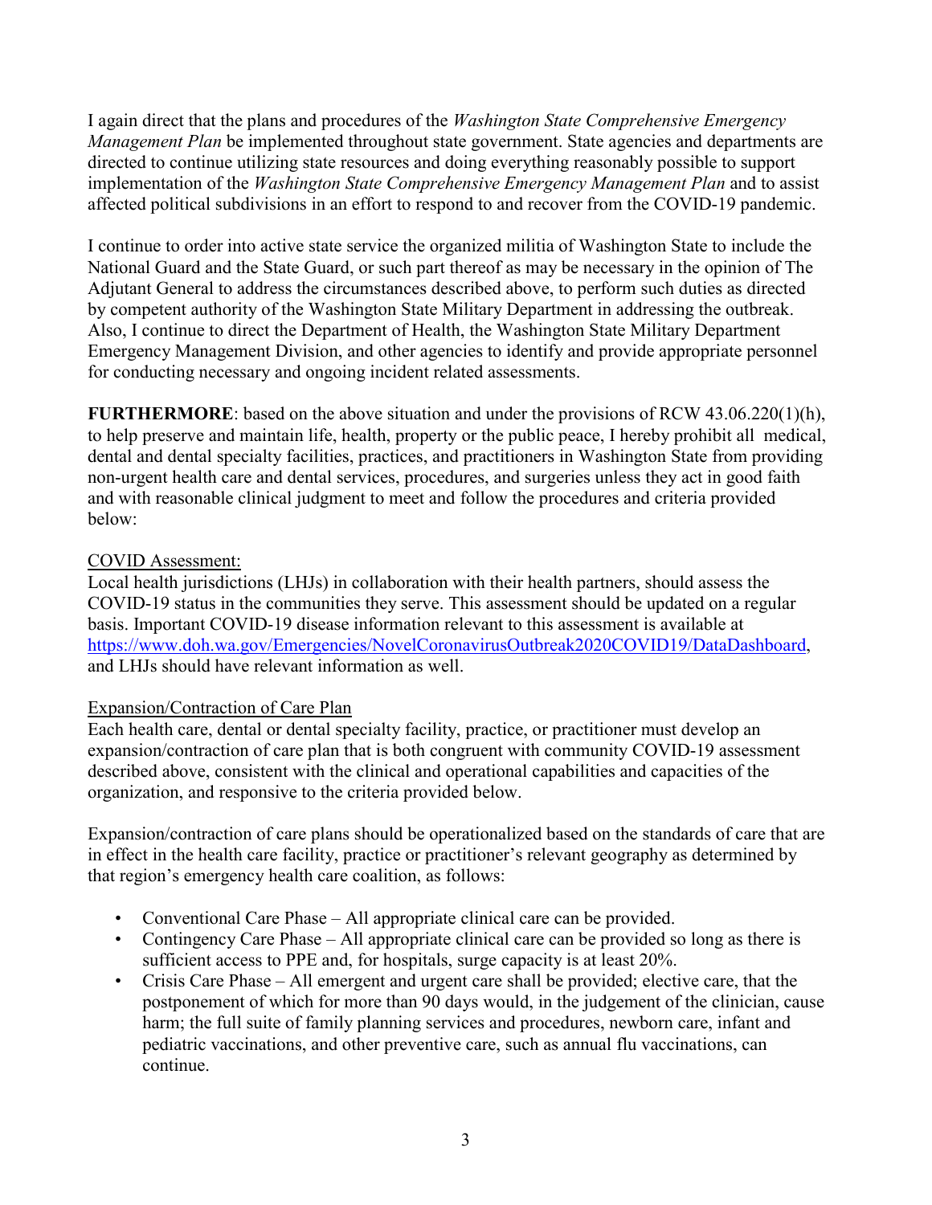I again direct that the plans and procedures of the *Washington State Comprehensive Emergency Management Plan* be implemented throughout state government. State agencies and departments are directed to continue utilizing state resources and doing everything reasonably possible to support implementation of the *Washington State Comprehensive Emergency Management Plan* and to assist affected political subdivisions in an effort to respond to and recover from the COVID-19 pandemic.

I continue to order into active state service the organized militia of Washington State to include the National Guard and the State Guard, or such part thereof as may be necessary in the opinion of The Adjutant General to address the circumstances described above, to perform such duties as directed by competent authority of the Washington State Military Department in addressing the outbreak. Also, I continue to direct the Department of Health, the Washington State Military Department Emergency Management Division, and other agencies to identify and provide appropriate personnel for conducting necessary and ongoing incident related assessments.

**FURTHERMORE**: based on the above situation and under the provisions of RCW 43.06.220(1)(h), to help preserve and maintain life, health, property or the public peace, I hereby prohibit all medical, dental and dental specialty facilities, practices, and practitioners in Washington State from providing non-urgent health care and dental services, procedures, and surgeries unless they act in good faith and with reasonable clinical judgment to meet and follow the procedures and criteria provided below:

<u>COVID Assessment:</u>

Local health jurisdictions (LHJs) in collaboration with their health partners, should assess the COVID-19 status in the communities they serve. This assessment should be updated on a regular basis. Important COVID-19 disease information relevant to this assessment is available at [https://www.doh.wa.gov/Emergencies/NovelCoronavirusOutbreak2020COVID19/DataDashboard](https://www.doh.wa.gov/Emergencies/NovelCoronavirusOutbreak2020COVID19/DataDashboard), and LHJs should have relevant information as well.

<u>Expansion/Contraction of Care Plan</u>

Each health care, dental or dental specialty facility, practice, or practitioner must develop an expansion/contraction of care plan that is both congruent with community COVID-19 assessment described above, consistent with the clinical and operational capabilities and capacities of the organization, and responsive to the criteria provided below.

Expansion/contraction of care plans should be operationalized based on the standards of care that are in effect in the health care facility, practice or practitioner's relevant geography as determined by that region's emergency health care coalition, as follows:

- Conventional Care Phase – All appropriate clinical care can be provided.
- Contingency Care Phase – All appropriate clinical care can be provided so long as there is sufficient access to PPE and, for hospitals, surge capacity is at least 20%.
- Crisis Care Phase – All emergent and urgent care shall be provided; elective care, that the postponement of which for more than 90 days would, in the judgement of the clinician, cause harm; the full suite of family planning services and procedures, newborn care, infant and pediatric vaccinations, and other preventive care, such as annual flu vaccinations, can continue.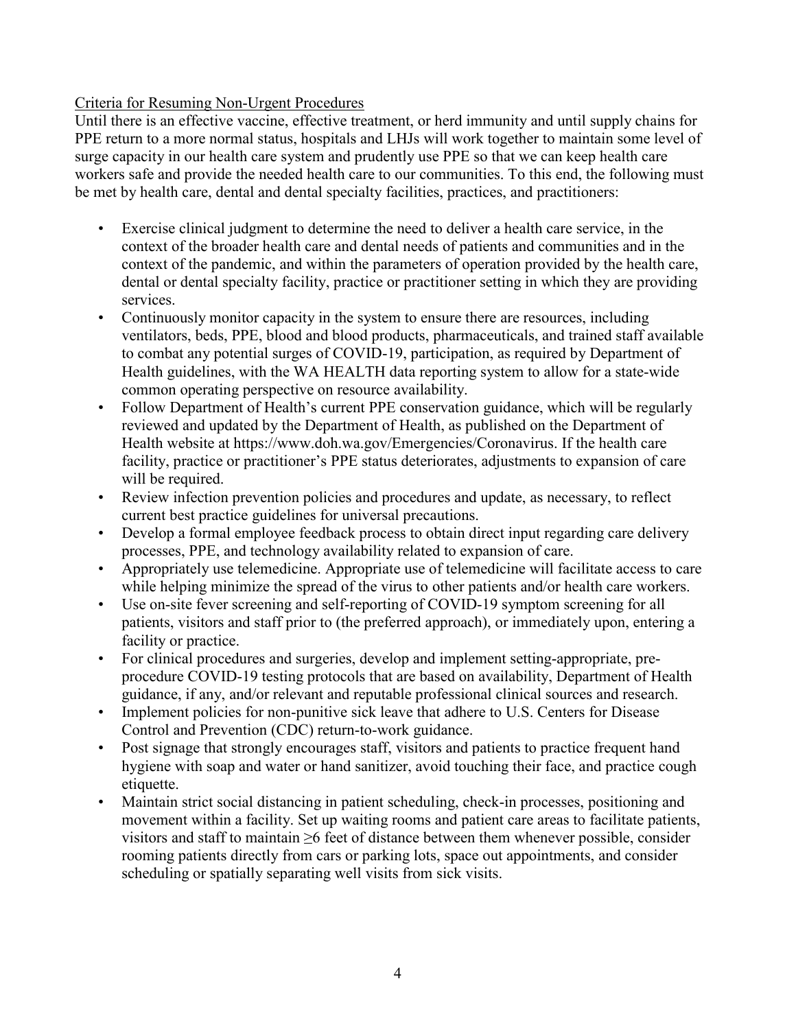Criteria for Resuming Non-Urgent Procedures

Until there is an effective vaccine, effective treatment, or herd immunity and until supply chains for PPE return to a more normal status, hospitals and LHJs will work together to maintain some level of surge capacity in our health care system and prudently use PPE so that we can keep health care workers safe and provide the needed health care to our communities. To this end, the following must be met by health care, dental and dental specialty facilities, practices, and practitioners:

- Exercise clinical judgment to determine the need to deliver a health care service, in the context of the broader health care and dental needs of patients and communities and in the context of the pandemic, and within the parameters of operation provided by the health care, dental or dental specialty facility, practice or practitioner setting in which they are providing services.
- Continuously monitor capacity in the system to ensure there are resources, including ventilators, beds, PPE, blood and blood products, pharmaceuticals, and trained staff available to combat any potential surges of COVID-19, participation, as required by Department of Health guidelines, with the WA HEALTH data reporting system to allow for a state-wide common operating perspective on resource availability.
- Follow Department of Health's current PPE conservation guidance, which will be regularly reviewed and updated by the Department of Health, as published on the Department of Health website at https://www.doh.wa.gov/Emergencies/Coronavirus. If the health care facility, practice or practitioner's PPE status deteriorates, adjustments to expansion of care will be required.
- Review infection prevention policies and procedures and update, as necessary, to reflect current best practice guidelines for universal precautions.
- Develop a formal employee feedback process to obtain direct input regarding care delivery processes, PPE, and technology availability related to expansion of care.
- Appropriately use telemedicine. Appropriate use of telemedicine will facilitate access to care while helping minimize the spread of the virus to other patients and/or health care workers.
- Use on-site fever screening and self-reporting of COVID-19 symptom screening for all patients, visitors and staff prior to (the preferred approach), or immediately upon, entering a facility or practice.
- For clinical procedures and surgeries, develop and implement setting-appropriate, pre-procedure COVID-19 testing protocols that are based on availability, Department of Health guidance, if any, and/or relevant and reputable professional clinical sources and research.
- Implement policies for non-punitive sick leave that adhere to U.S. Centers for Disease Control and Prevention (CDC) return-to-work guidance.
- Post signage that strongly encourages staff, visitors and patients to practice frequent hand hygiene with soap and water or hand sanitizer, avoid touching their face, and practice cough etiquette.
- Maintain strict social distancing in patient scheduling, check-in processes, positioning and movement within a facility. Set up waiting rooms and patient care areas to facilitate patients, visitors and staff to maintain ≥6 feet of distance between them whenever possible, consider rooming patients directly from cars or parking lots, space out appointments, and consider scheduling or spatially separating well visits from sick visits.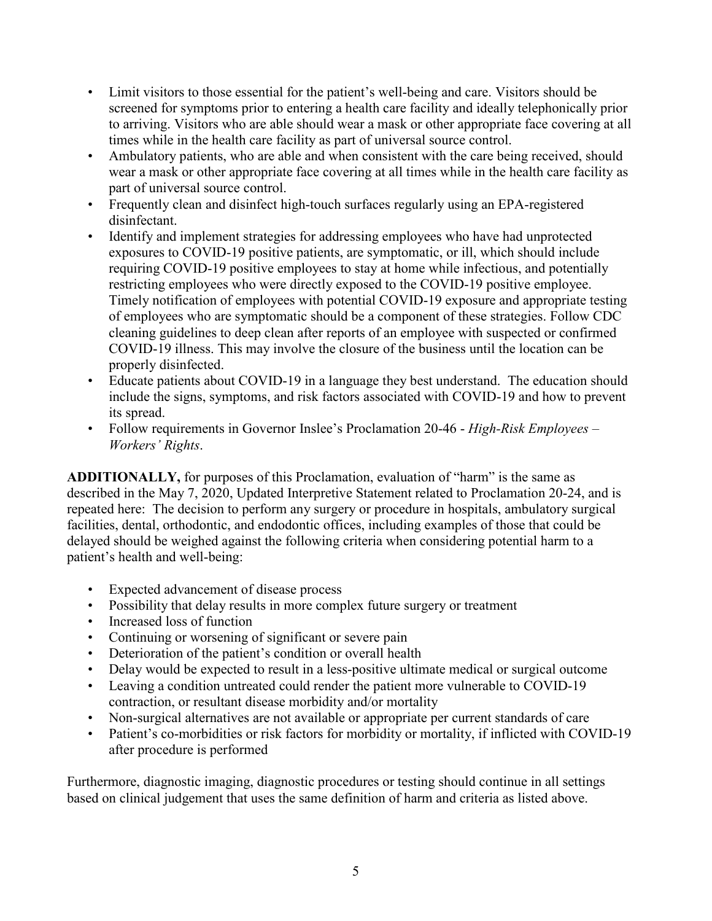- Limit visitors to those essential for the patient's well-being and care. Visitors should be screened for symptoms prior to entering a health care facility and ideally telephonically prior to arriving. Visitors who are able should wear a mask or other appropriate face covering at all times while in the health care facility as part of universal source control.
- Ambulatory patients, who are able and when consistent with the care being received, should wear a mask or other appropriate face covering at all times while in the health care facility as part of universal source control.
- Frequently clean and disinfect high-touch surfaces regularly using an EPA-registered disinfectant.
- Identify and implement strategies for addressing employees who have had unprotected exposures to COVID-19 positive patients, are symptomatic, or ill, which should include requiring COVID-19 positive employees to stay at home while infectious, and potentially restricting employees who were directly exposed to the COVID-19 positive employee. Timely notification of employees with potential COVID-19 exposure and appropriate testing of employees who are symptomatic should be a component of these strategies. Follow CDC cleaning guidelines to deep clean after reports of an employee with suspected or confirmed COVID-19 illness. This may involve the closure of the business until the location can be properly disinfected.
- Educate patients about COVID-19 in a language they best understand. The education should include the signs, symptoms, and risk factors associated with COVID-19 and how to prevent its spread.
- Follow requirements in Governor Inslee's Proclamation 20-46 - *High-Risk Employees – Workers' Rights*.

**ADDITIONALLY,** for purposes of this Proclamation, evaluation of "harm" is the same as described in the May 7, 2020, Updated Interpretive Statement related to Proclamation 20-24, and is repeated here: The decision to perform any surgery or procedure in hospitals, ambulatory surgical facilities, dental, orthodontic, and endodontic offices, including examples of those that could be delayed should be weighed against the following criteria when considering potential harm to a patient's health and well-being:

- Expected advancement of disease process
- Possibility that delay results in more complex future surgery or treatment
- Increased loss of function
- Continuing or worsening of significant or severe pain
- Deterioration of the patient's condition or overall health
- Delay would be expected to result in a less-positive ultimate medical or surgical outcome
- Leaving a condition untreated could render the patient more vulnerable to COVID-19 contraction, or resultant disease morbidity and/or mortality
- Non-surgical alternatives are not available or appropriate per current standards of care
- Patient's co-morbidities or risk factors for morbidity or mortality, if inflicted with COVID-19 after procedure is performed

Furthermore, diagnostic imaging, diagnostic procedures or testing should continue in all settings based on clinical judgement that uses the same definition of harm and criteria as listed above.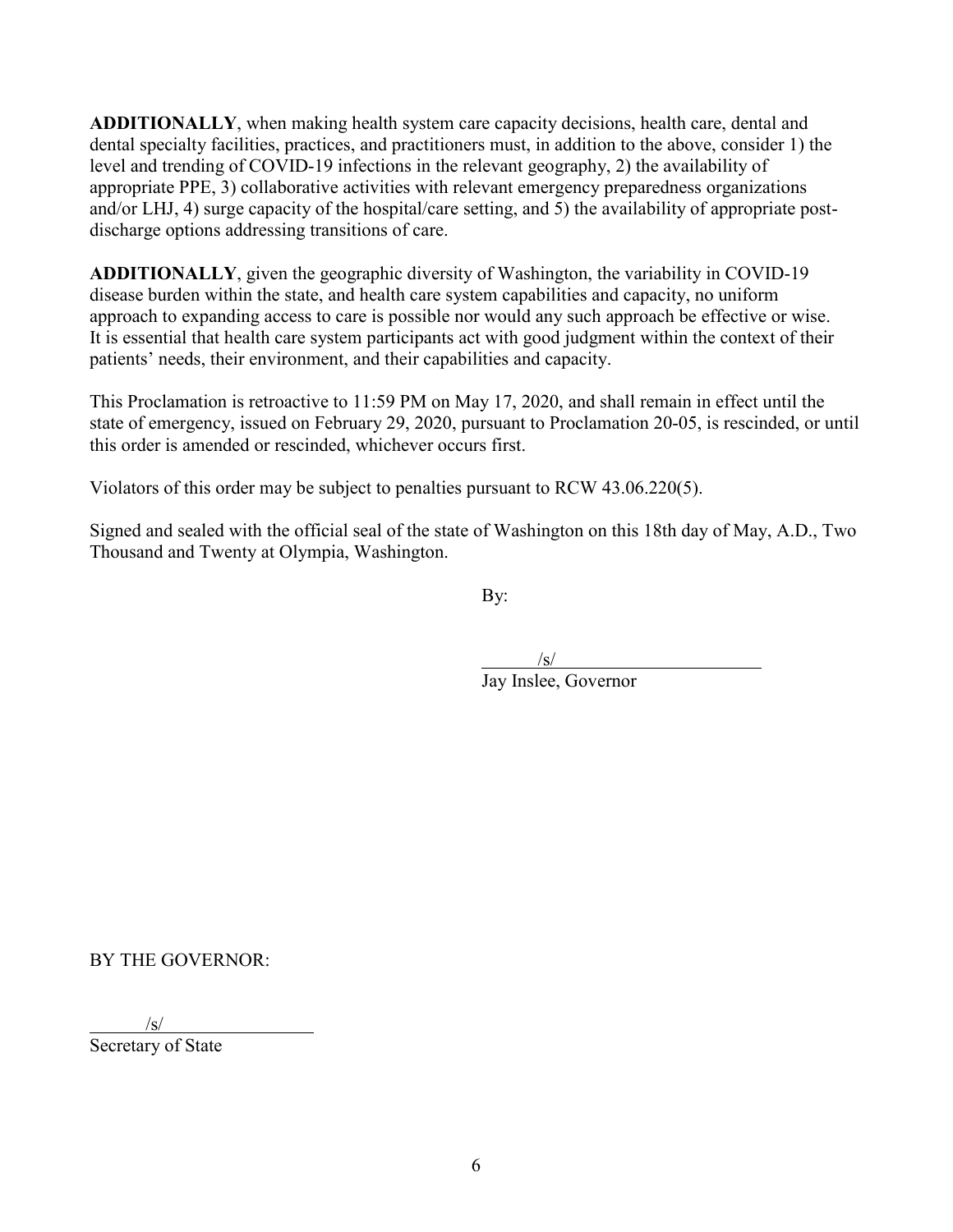**ADDITIONALLY**, when making health system care capacity decisions, health care, dental and dental specialty facilities, practices, and practitioners must, in addition to the above, consider 1) the level and trending of COVID-19 infections in the relevant geography, 2) the availability of appropriate PPE, 3) collaborative activities with relevant emergency preparedness organizations and/or LHJ, 4) surge capacity of the hospital/care setting, and 5) the availability of appropriate post-discharge options addressing transitions of care.

**ADDITIONALLY**, given the geographic diversity of Washington, the variability in COVID-19 disease burden within the state, and health care system capabilities and capacity, no uniform approach to expanding access to care is possible nor would any such approach be effective or wise. It is essential that health care system participants act with good judgment within the context of their patients' needs, their environment, and their capabilities and capacity.

This Proclamation is retroactive to 11:59 PM on May 17, 2020, and shall remain in effect until the state of emergency, issued on February 29, 2020, pursuant to Proclamation 20-05, is rescinded, or until this order is amended or rescinded, whichever occurs first.

Violators of this order may be subject to penalties pursuant to RCW 43.06.220(5).

Signed and sealed with the official seal of the state of Washington on this 18th day of May, A.D., Two Thousand and Twenty at Olympia, Washington.

By:

/s/

Jay Inslee, Governor

BY THE GOVERNOR:

/s/

Secretary of State